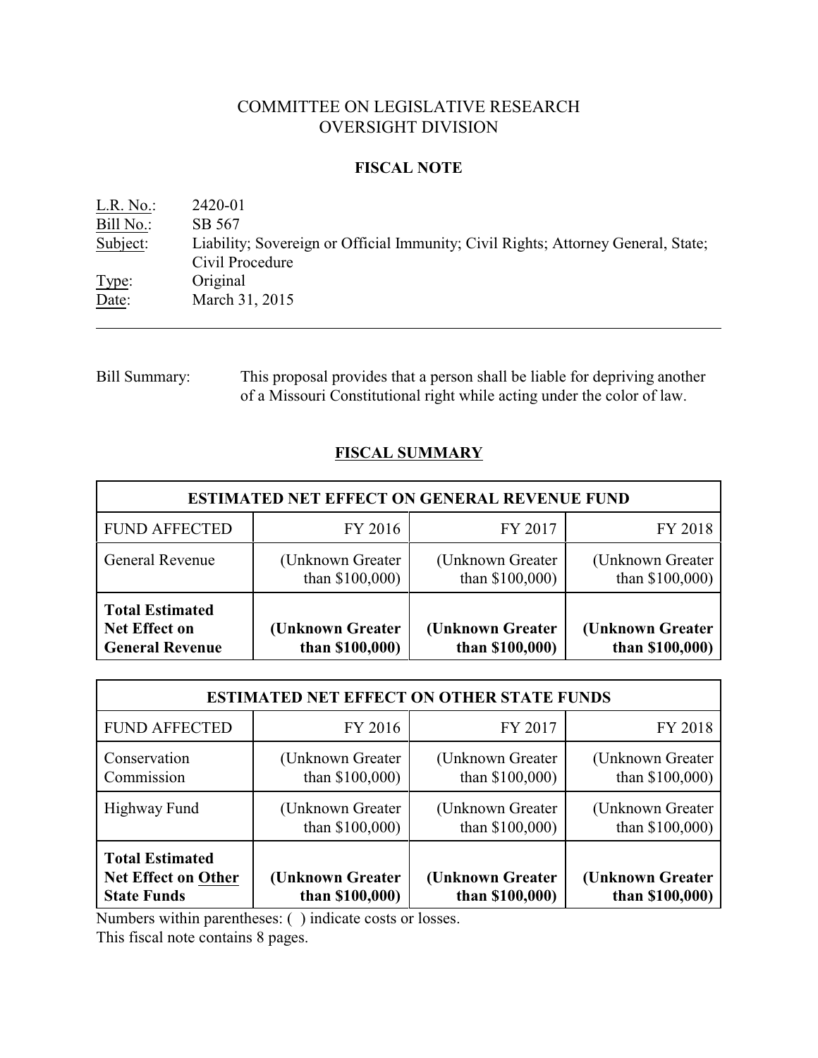# COMMITTEE ON LEGISLATIVE RESEARCH
# OVERSIGHT DIVISION

## FISCAL NOTE

L.R. No.: 2420-01
Bill No.: SB 567
Subject: Liability; Sovereign or Official Immunity; Civil Rights; Attorney General, State; Civil Procedure
Type: Original
Date: March 31, 2015

---

Bill Summary: This proposal provides that a person shall be liable for depriving another of a Missouri Constitutional right while acting under the color of law.

## FISCAL SUMMARY

| ESTIMATED NET EFFECT ON GENERAL REVENUE FUND | | | |
|---|---|---|---|
| FUND AFFECTED | FY 2016 | FY 2017 | FY 2018 |
| General Revenue | (Unknown Greater than $100,000) | (Unknown Greater than $100,000) | (Unknown Greater than $100,000) |
| **Total Estimated Net Effect on General Revenue** | **(Unknown Greater than $100,000)** | **(Unknown Greater than $100,000)** | **(Unknown Greater than $100,000)** |

| ESTIMATED NET EFFECT ON OTHER STATE FUNDS | | | |
|---|---|---|---|
| FUND AFFECTED | FY 2016 | FY 2017 | FY 2018 |
| Conservation Commission | (Unknown Greater than $100,000) | (Unknown Greater than $100,000) | (Unknown Greater than $100,000) |
| Highway Fund | (Unknown Greater than $100,000) | (Unknown Greater than $100,000) | (Unknown Greater than $100,000) |
| **Total Estimated Net Effect on Other State Funds** | **(Unknown Greater than $100,000)** | **(Unknown Greater than $100,000)** | **(Unknown Greater than $100,000)** |

Numbers within parentheses: ( ) indicate costs or losses.
This fiscal note contains 8 pages.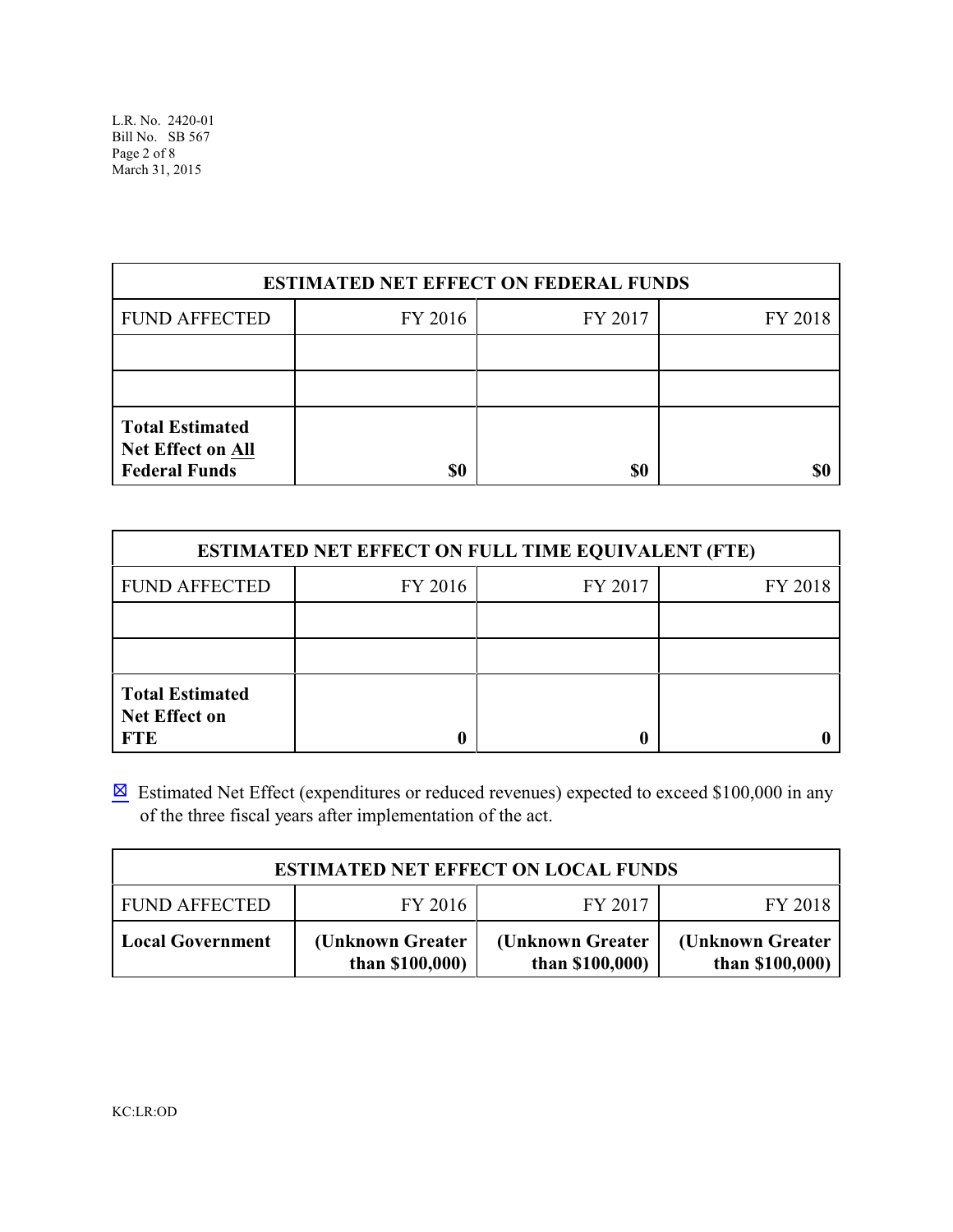| ESTIMATED NET EFFECT ON FEDERAL FUNDS | | | |
|---|---|---|---|
| FUND AFFECTED | FY 2016 | FY 2017 | FY 2018 |
| | | | |
| | | | |
| **Total Estimated Net Effect on All Federal Funds** | **$0** | **$0** | **$0** |

| ESTIMATED NET EFFECT ON FULL TIME EQUIVALENT (FTE) | | | |
|---|---|---|---|
| FUND AFFECTED | FY 2016 | FY 2017 | FY 2018 |
| | | | |
| | | | |
| **Total Estimated Net Effect on FTE** | **0** | **0** | **0** |

☒ Estimated Net Effect (expenditures or reduced revenues) expected to exceed $100,000 in any of the three fiscal years after implementation of the act.

| ESTIMATED NET EFFECT ON LOCAL FUNDS | | | |
|---|---|---|---|
| FUND AFFECTED | FY 2016 | FY 2017 | FY 2018 |
| **Local Government** | **(Unknown Greater than $100,000)** | **(Unknown Greater than $100,000)** | **(Unknown Greater than $100,000)** |

KC:LR:OD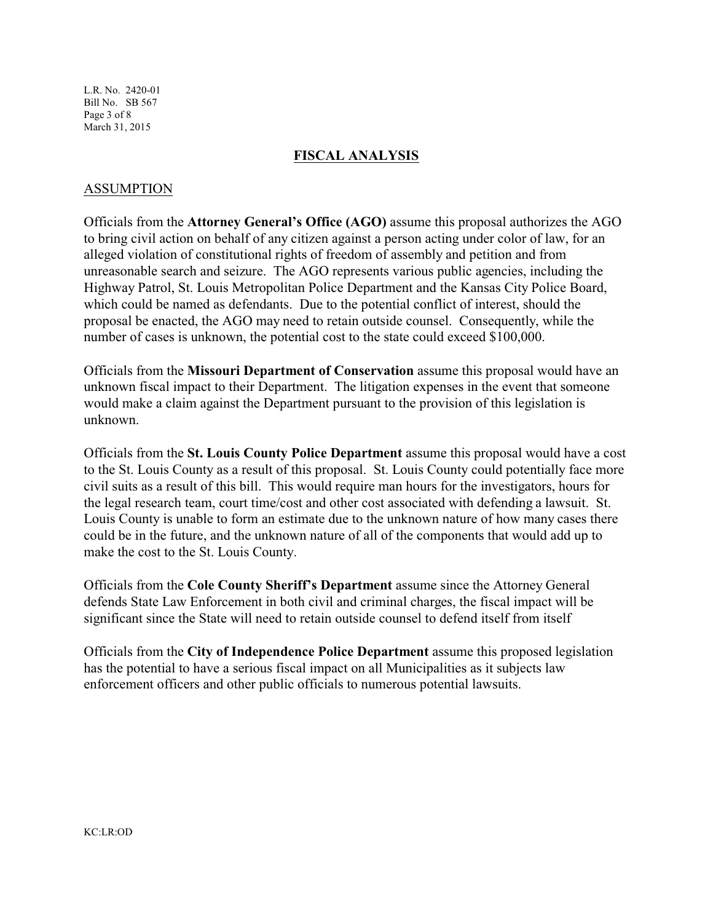## FISCAL ANALYSIS

### ASSUMPTION

Officials from the **Attorney General's Office (AGO)** assume this proposal authorizes the AGO to bring civil action on behalf of any citizen against a person acting under color of law, for an alleged violation of constitutional rights of freedom of assembly and petition and from unreasonable search and seizure. The AGO represents various public agencies, including the Highway Patrol, St. Louis Metropolitan Police Department and the Kansas City Police Board, which could be named as defendants. Due to the potential conflict of interest, should the proposal be enacted, the AGO may need to retain outside counsel. Consequently, while the number of cases is unknown, the potential cost to the state could exceed $100,000.

Officials from the **Missouri Department of Conservation** assume this proposal would have an unknown fiscal impact to their Department. The litigation expenses in the event that someone would make a claim against the Department pursuant to the provision of this legislation is unknown.

Officials from the **St. Louis County Police Department** assume this proposal would have a cost to the St. Louis County as a result of this proposal. St. Louis County could potentially face more civil suits as a result of this bill. This would require man hours for the investigators, hours for the legal research team, court time/cost and other cost associated with defending a lawsuit. St. Louis County is unable to form an estimate due to the unknown nature of how many cases there could be in the future, and the unknown nature of all of the components that would add up to make the cost to the St. Louis County.

Officials from the **Cole County Sheriff's Department** assume since the Attorney General defends State Law Enforcement in both civil and criminal charges, the fiscal impact will be significant since the State will need to retain outside counsel to defend itself from itself

Officials from the **City of Independence Police Department** assume this proposed legislation has the potential to have a serious fiscal impact on all Municipalities as it subjects law enforcement officers and other public officials to numerous potential lawsuits.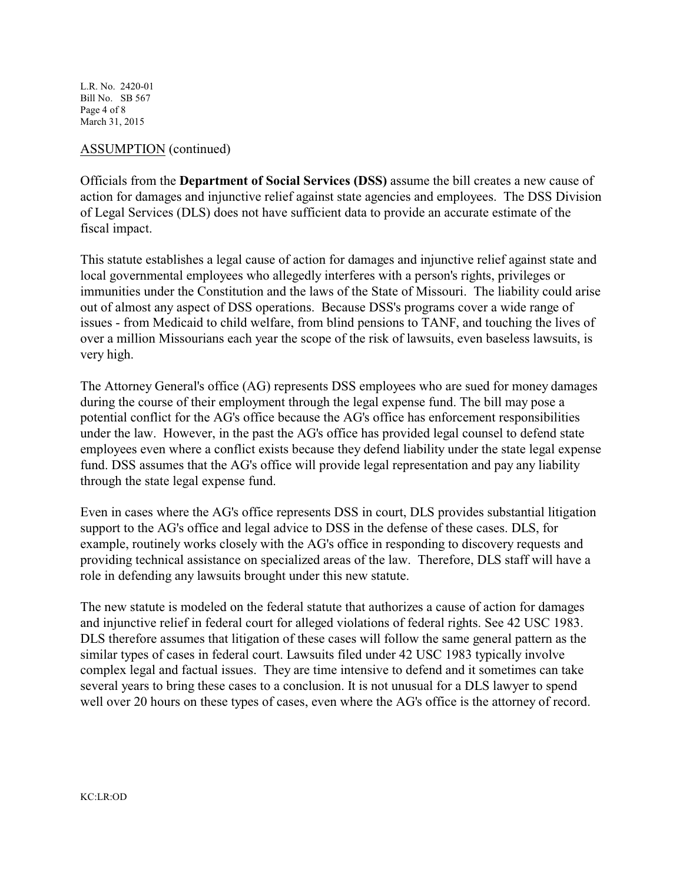ASSUMPTION (continued)

Officials from the **Department of Social Services (DSS)** assume the bill creates a new cause of action for damages and injunctive relief against state agencies and employees. The DSS Division of Legal Services (DLS) does not have sufficient data to provide an accurate estimate of the fiscal impact.

This statute establishes a legal cause of action for damages and injunctive relief against state and local governmental employees who allegedly interferes with a person's rights, privileges or immunities under the Constitution and the laws of the State of Missouri. The liability could arise out of almost any aspect of DSS operations. Because DSS's programs cover a wide range of issues - from Medicaid to child welfare, from blind pensions to TANF, and touching the lives of over a million Missourians each year the scope of the risk of lawsuits, even baseless lawsuits, is very high.

The Attorney General's office (AG) represents DSS employees who are sued for money damages during the course of their employment through the legal expense fund. The bill may pose a potential conflict for the AG's office because the AG's office has enforcement responsibilities under the law. However, in the past the AG's office has provided legal counsel to defend state employees even where a conflict exists because they defend liability under the state legal expense fund. DSS assumes that the AG's office will provide legal representation and pay any liability through the state legal expense fund.

Even in cases where the AG's office represents DSS in court, DLS provides substantial litigation support to the AG's office and legal advice to DSS in the defense of these cases. DLS, for example, routinely works closely with the AG's office in responding to discovery requests and providing technical assistance on specialized areas of the law. Therefore, DLS staff will have a role in defending any lawsuits brought under this new statute.

The new statute is modeled on the federal statute that authorizes a cause of action for damages and injunctive relief in federal court for alleged violations of federal rights. See 42 USC 1983. DLS therefore assumes that litigation of these cases will follow the same general pattern as the similar types of cases in federal court. Lawsuits filed under 42 USC 1983 typically involve complex legal and factual issues. They are time intensive to defend and it sometimes can take several years to bring these cases to a conclusion. It is not unusual for a DLS lawyer to spend well over 20 hours on these types of cases, even where the AG's office is the attorney of record.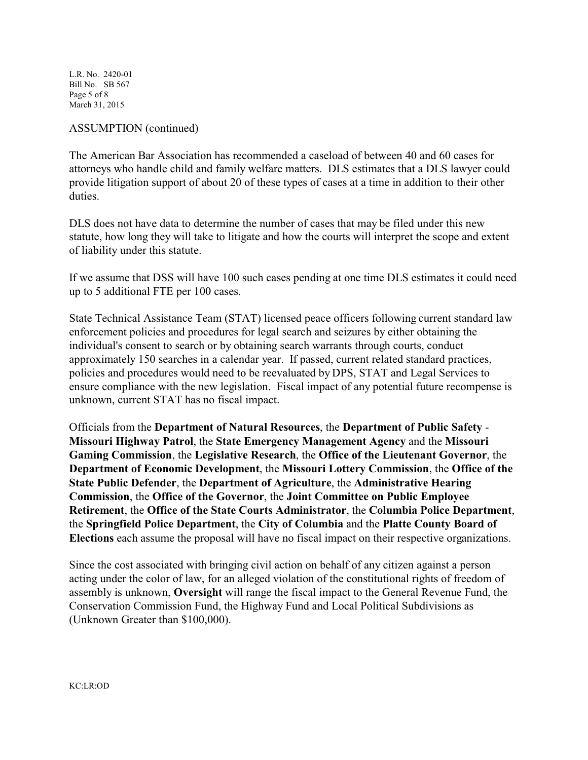ASSUMPTION (continued)

The American Bar Association has recommended a caseload of between 40 and 60 cases for attorneys who handle child and family welfare matters. DLS estimates that a DLS lawyer could provide litigation support of about 20 of these types of cases at a time in addition to their other duties.

DLS does not have data to determine the number of cases that may be filed under this new statute, how long they will take to litigate and how the courts will interpret the scope and extent of liability under this statute.

If we assume that DSS will have 100 such cases pending at one time DLS estimates it could need up to 5 additional FTE per 100 cases.

State Technical Assistance Team (STAT) licensed peace officers following current standard law enforcement policies and procedures for legal search and seizures by either obtaining the individual's consent to search or by obtaining search warrants through courts, conduct approximately 150 searches in a calendar year. If passed, current related standard practices, policies and procedures would need to be reevaluated by DPS, STAT and Legal Services to ensure compliance with the new legislation. Fiscal impact of any potential future recompense is unknown, current STAT has no fiscal impact.

Officials from the **Department of Natural Resources**, the **Department of Public Safety - Missouri Highway Patrol**, the **State Emergency Management Agency** and the **Missouri Gaming Commission**, the **Legislative Research**, the **Office of the Lieutenant Governor**, the **Department of Economic Development**, the **Missouri Lottery Commission**, the **Office of the State Public Defender**, the **Department of Agriculture**, the **Administrative Hearing Commission**, the **Office of the Governor**, the **Joint Committee on Public Employee Retirement**, the **Office of the State Courts Administrator**, the **Columbia Police Department**, the **Springfield Police Department**, the **City of Columbia** and the **Platte County Board of Elections** each assume the proposal will have no fiscal impact on their respective organizations.

Since the cost associated with bringing civil action on behalf of any citizen against a person acting under the color of law, for an alleged violation of the constitutional rights of freedom of assembly is unknown, **Oversight** will range the fiscal impact to the General Revenue Fund, the Conservation Commission Fund, the Highway Fund and Local Political Subdivisions as (Unknown Greater than $100,000).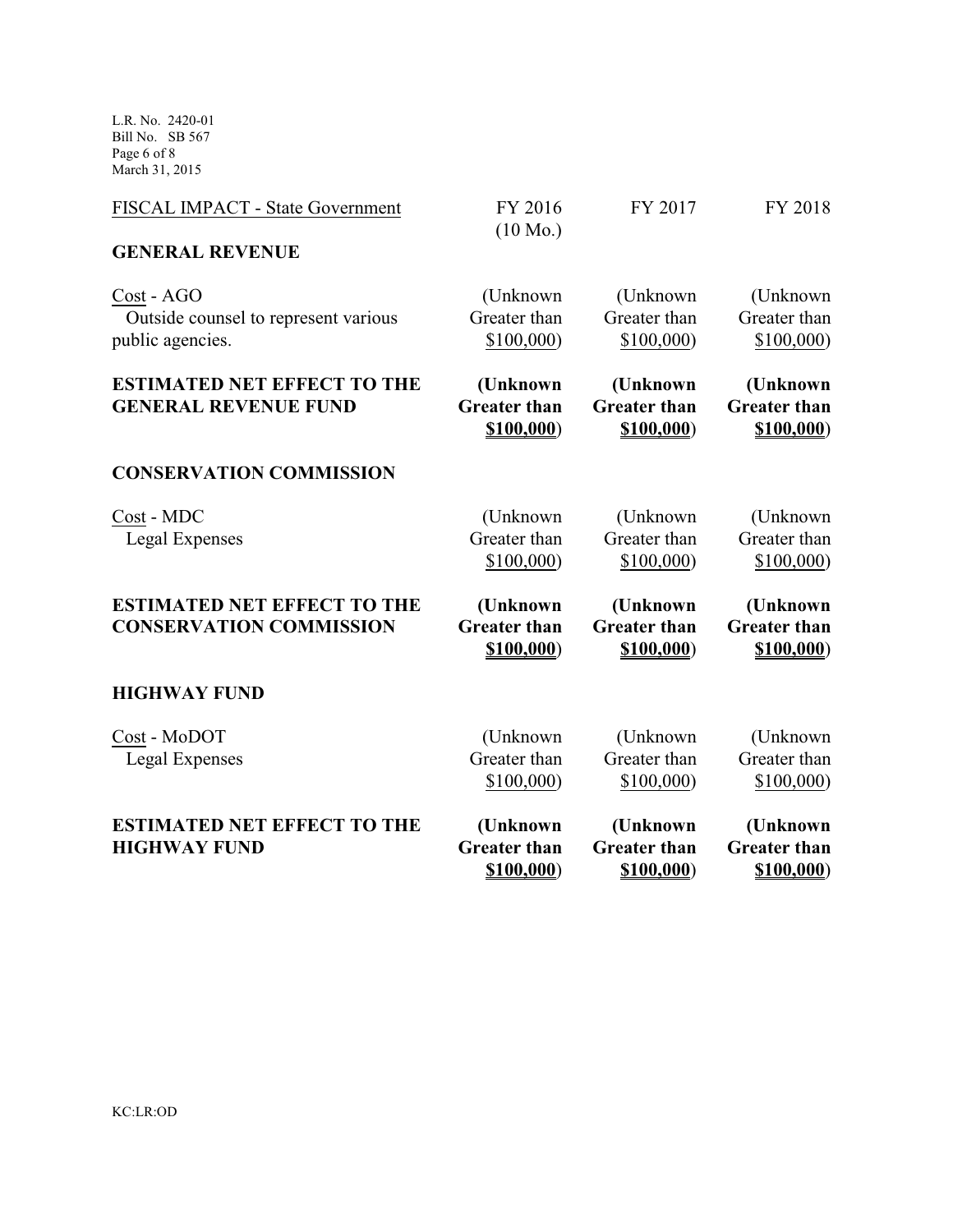| FISCAL IMPACT - State Government | FY 2016 (10 Mo.) | FY 2017 | FY 2018 |
|---|---|---|---|
| **GENERAL REVENUE** | | | |
| Cost - AGO<br>Outside counsel to represent various public agencies. | (Unknown Greater than $100,000) | (Unknown Greater than $100,000) | (Unknown Greater than $100,000) |
| **ESTIMATED NET EFFECT TO THE GENERAL REVENUE FUND** | **(Unknown Greater than $100,000)** | **(Unknown Greater than $100,000)** | **(Unknown Greater than $100,000)** |
| **CONSERVATION COMMISSION** | | | |
| Cost - MDC<br>Legal Expenses | (Unknown Greater than $100,000) | (Unknown Greater than $100,000) | (Unknown Greater than $100,000) |
| **ESTIMATED NET EFFECT TO THE CONSERVATION COMMISSION** | **(Unknown Greater than $100,000)** | **(Unknown Greater than $100,000)** | **(Unknown Greater than $100,000)** |
| **HIGHWAY FUND** | | | |
| Cost - MoDOT<br>Legal Expenses | (Unknown Greater than $100,000) | (Unknown Greater than $100,000) | (Unknown Greater than $100,000) |
| **ESTIMATED NET EFFECT TO THE HIGHWAY FUND** | **(Unknown Greater than $100,000)** | **(Unknown Greater than $100,000)** | **(Unknown Greater than $100,000)** |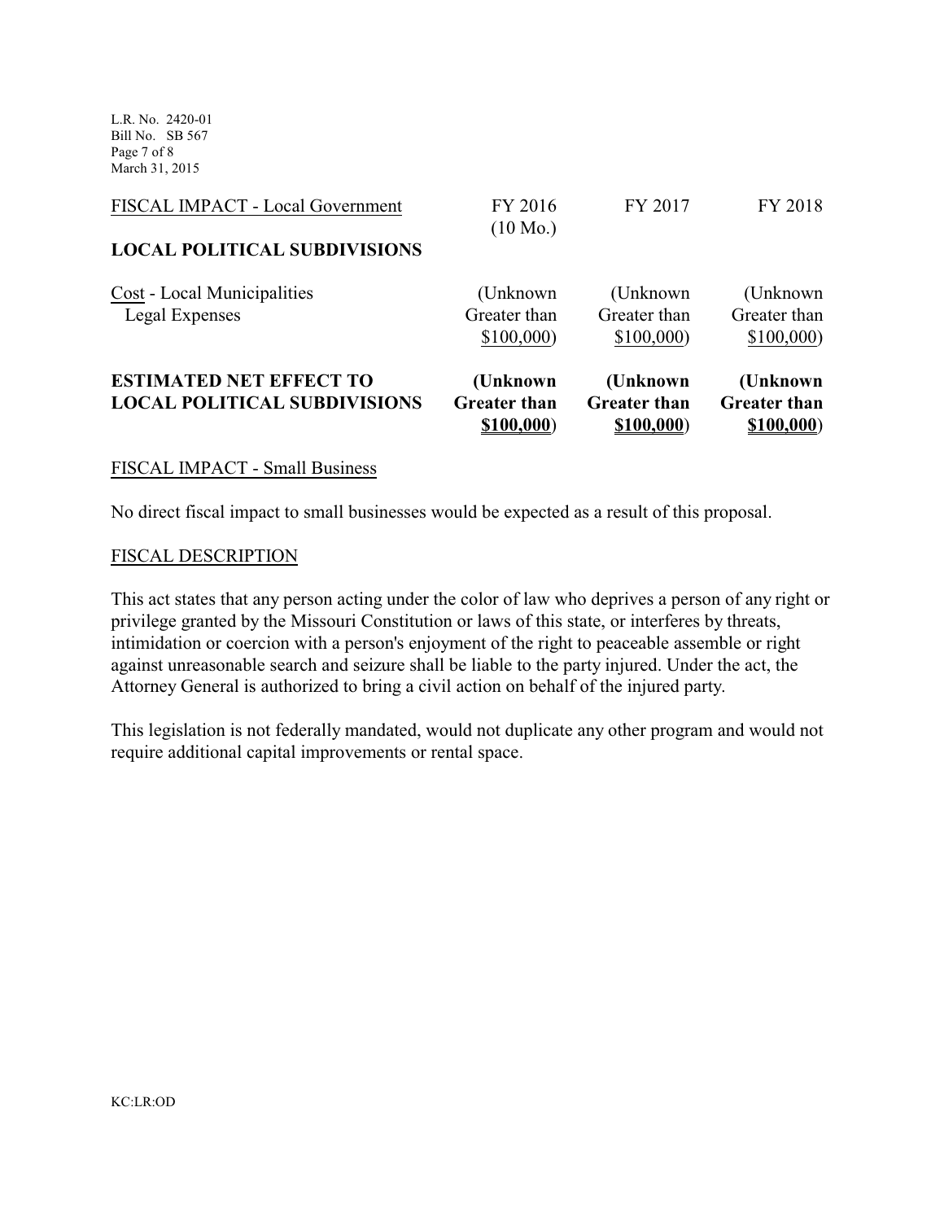| FISCAL IMPACT - Local Government | FY 2016 (10 Mo.) | FY 2017 | FY 2018 |
| --- | --- | --- | --- |
| **LOCAL POLITICAL SUBDIVISIONS** | | | |
| Cost - Local Municipalities Legal Expenses | (Unknown Greater than $100,000) | (Unknown Greater than $100,000) | (Unknown Greater than $100,000) |
| **ESTIMATED NET EFFECT TO LOCAL POLITICAL SUBDIVISIONS** | **(Unknown Greater than $100,000)** | **(Unknown Greater than $100,000)** | **(Unknown Greater than $100,000)** |

FISCAL IMPACT - Small Business

No direct fiscal impact to small businesses would be expected as a result of this proposal.

FISCAL DESCRIPTION

This act states that any person acting under the color of law who deprives a person of any right or privilege granted by the Missouri Constitution or laws of this state, or interferes by threats, intimidation or coercion with a person's enjoyment of the right to peaceable assemble or right against unreasonable search and seizure shall be liable to the party injured. Under the act, the Attorney General is authorized to bring a civil action on behalf of the injured party.

This legislation is not federally mandated, would not duplicate any other program and would not require additional capital improvements or rental space.

KC:LR:OD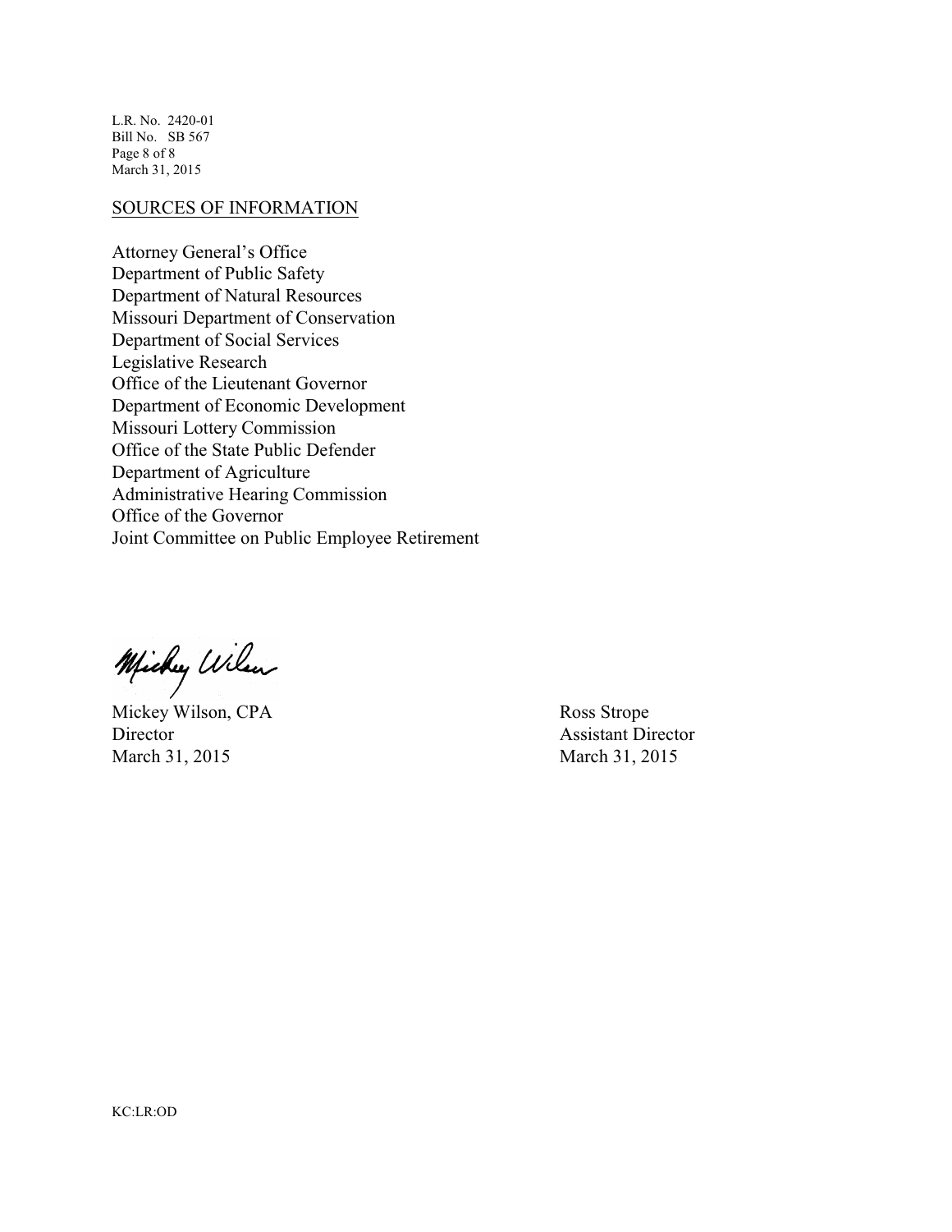## SOURCES OF INFORMATION

Attorney General's Office
Department of Public Safety
Department of Natural Resources
Missouri Department of Conservation
Department of Social Services
Legislative Research
Office of the Lieutenant Governor
Department of Economic Development
Missouri Lottery Commission
Office of the State Public Defender
Department of Agriculture
Administrative Hearing Commission
Office of the Governor
Joint Committee on Public Employee Retirement

Mickey Wilson, CPA
Director
March 31, 2015

Ross Strope
Assistant Director
March 31, 2015

KC:LR:OD